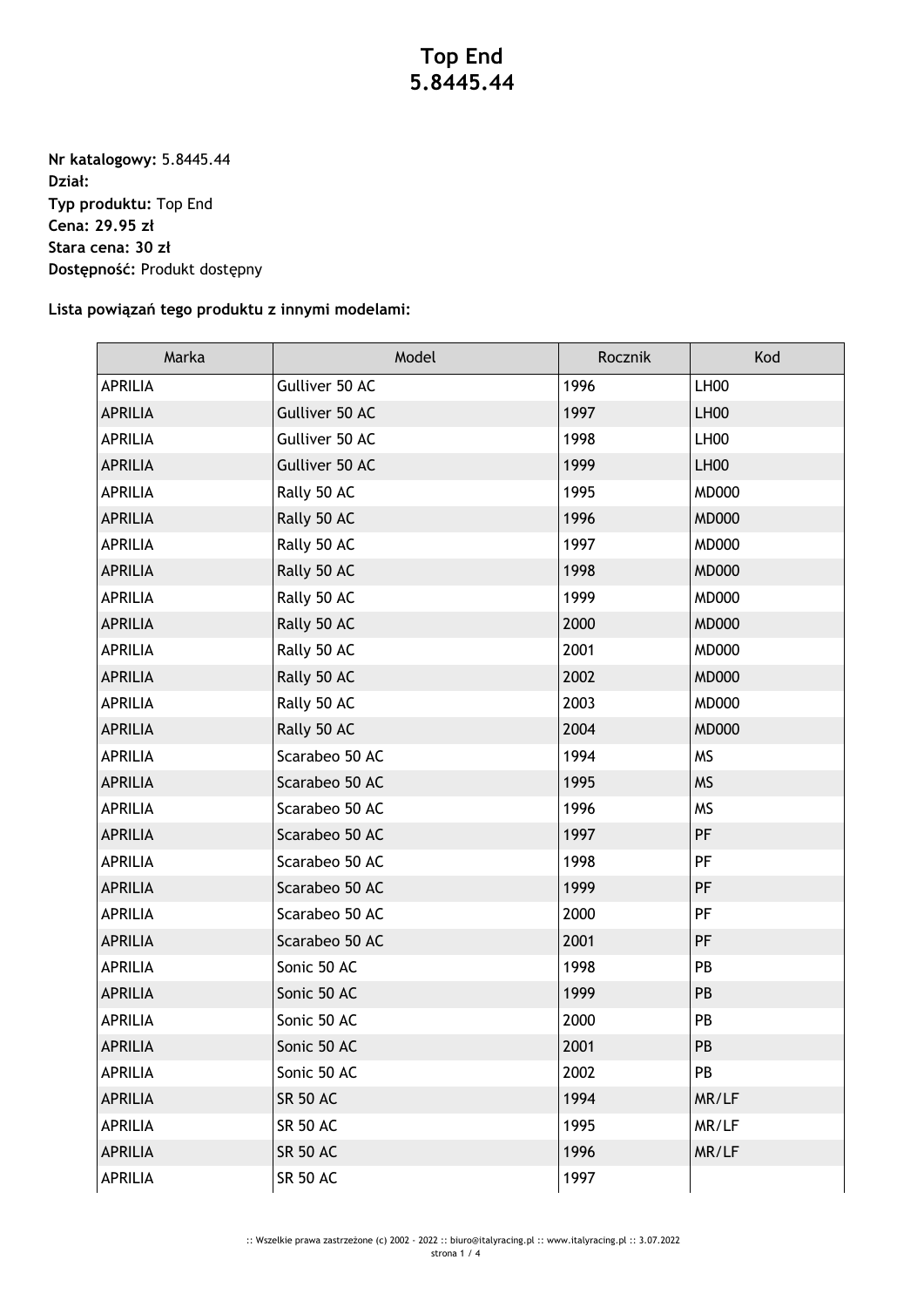# Top End
# 5.8445.44

**Nr katalogowy:** 5.8445.44
**Dział:**
**Typ produktu:** Top End
**Cena: 29.95 zł**
**Stara cena: 30 zł**
**Dostępność:** Produkt dostępny

**Lista powiązań tego produktu z innymi modelami:**

| Marka | Model | Rocznik | Kod |
|---|---|---|---|
| APRILIA | Gulliver 50 AC | 1996 | LH00 |
| APRILIA | Gulliver 50 AC | 1997 | LH00 |
| APRILIA | Gulliver 50 AC | 1998 | LH00 |
| APRILIA | Gulliver 50 AC | 1999 | LH00 |
| APRILIA | Rally 50 AC | 1995 | MD000 |
| APRILIA | Rally 50 AC | 1996 | MD000 |
| APRILIA | Rally 50 AC | 1997 | MD000 |
| APRILIA | Rally 50 AC | 1998 | MD000 |
| APRILIA | Rally 50 AC | 1999 | MD000 |
| APRILIA | Rally 50 AC | 2000 | MD000 |
| APRILIA | Rally 50 AC | 2001 | MD000 |
| APRILIA | Rally 50 AC | 2002 | MD000 |
| APRILIA | Rally 50 AC | 2003 | MD000 |
| APRILIA | Rally 50 AC | 2004 | MD000 |
| APRILIA | Scarabeo 50 AC | 1994 | MS |
| APRILIA | Scarabeo 50 AC | 1995 | MS |
| APRILIA | Scarabeo 50 AC | 1996 | MS |
| APRILIA | Scarabeo 50 AC | 1997 | PF |
| APRILIA | Scarabeo 50 AC | 1998 | PF |
| APRILIA | Scarabeo 50 AC | 1999 | PF |
| APRILIA | Scarabeo 50 AC | 2000 | PF |
| APRILIA | Scarabeo 50 AC | 2001 | PF |
| APRILIA | Sonic 50 AC | 1998 | PB |
| APRILIA | Sonic 50 AC | 1999 | PB |
| APRILIA | Sonic 50 AC | 2000 | PB |
| APRILIA | Sonic 50 AC | 2001 | PB |
| APRILIA | Sonic 50 AC | 2002 | PB |
| APRILIA | SR 50 AC | 1994 | MR/LF |
| APRILIA | SR 50 AC | 1995 | MR/LF |
| APRILIA | SR 50 AC | 1996 | MR/LF |
| APRILIA | SR 50 AC | 1997 | |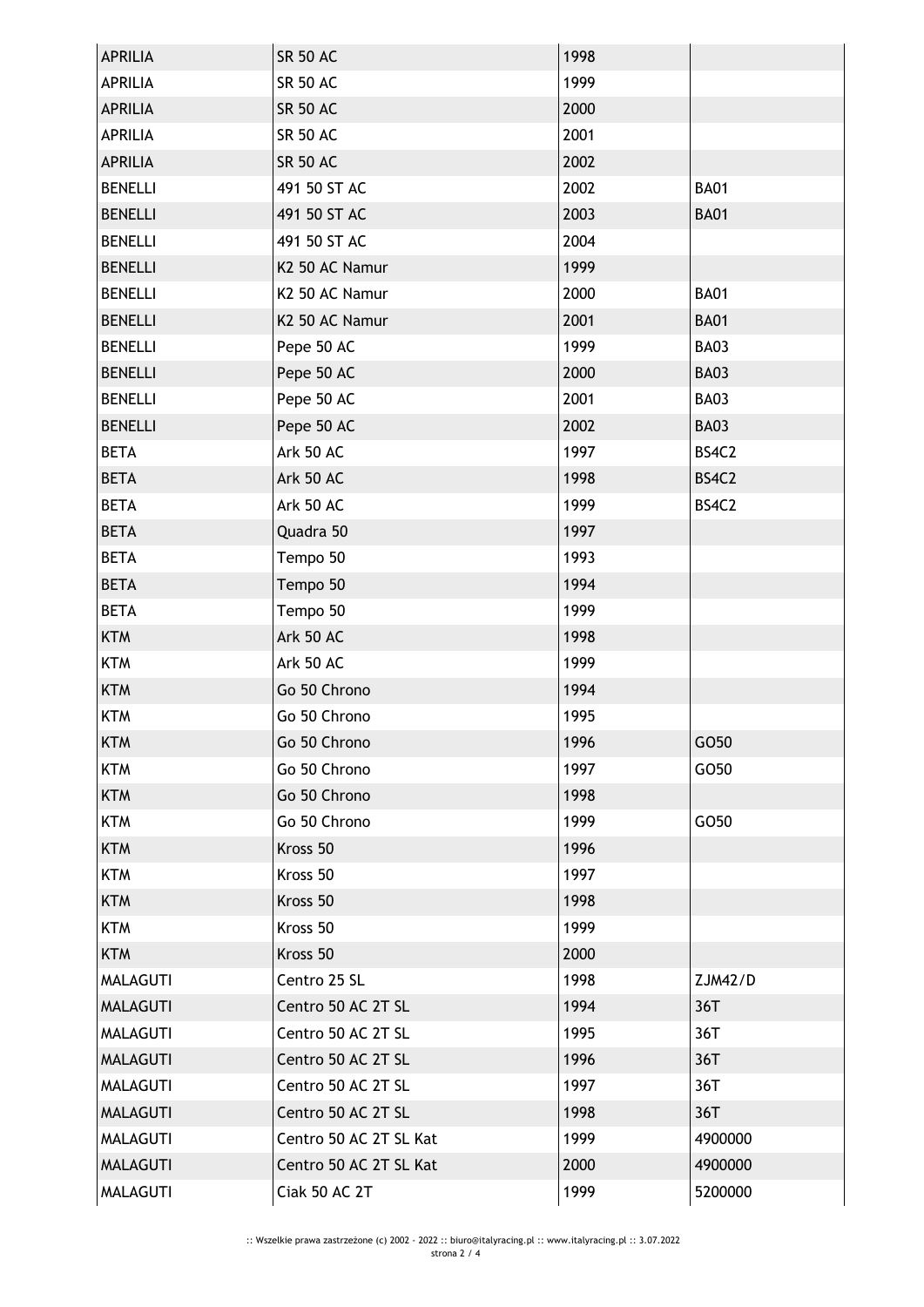| APRILIA | SR 50 AC | 1998 | |
|---|---|---|---|
| APRILIA | SR 50 AC | 1999 | |
| APRILIA | SR 50 AC | 2000 | |
| APRILIA | SR 50 AC | 2001 | |
| APRILIA | SR 50 AC | 2002 | |
| BENELLI | 491 50 ST AC | 2002 | BA01 |
| BENELLI | 491 50 ST AC | 2003 | BA01 |
| BENELLI | 491 50 ST AC | 2004 | |
| BENELLI | K2 50 AC Namur | 1999 | |
| BENELLI | K2 50 AC Namur | 2000 | BA01 |
| BENELLI | K2 50 AC Namur | 2001 | BA01 |
| BENELLI | Pepe 50 AC | 1999 | BA03 |
| BENELLI | Pepe 50 AC | 2000 | BA03 |
| BENELLI | Pepe 50 AC | 2001 | BA03 |
| BENELLI | Pepe 50 AC | 2002 | BA03 |
| BETA | Ark 50 AC | 1997 | BS4C2 |
| BETA | Ark 50 AC | 1998 | BS4C2 |
| BETA | Ark 50 AC | 1999 | BS4C2 |
| BETA | Quadra 50 | 1997 | |
| BETA | Tempo 50 | 1993 | |
| BETA | Tempo 50 | 1994 | |
| BETA | Tempo 50 | 1999 | |
| KTM | Ark 50 AC | 1998 | |
| KTM | Ark 50 AC | 1999 | |
| KTM | Go 50 Chrono | 1994 | |
| KTM | Go 50 Chrono | 1995 | |
| KTM | Go 50 Chrono | 1996 | GO50 |
| KTM | Go 50 Chrono | 1997 | GO50 |
| KTM | Go 50 Chrono | 1998 | |
| KTM | Go 50 Chrono | 1999 | GO50 |
| KTM | Kross 50 | 1996 | |
| KTM | Kross 50 | 1997 | |
| KTM | Kross 50 | 1998 | |
| KTM | Kross 50 | 1999 | |
| KTM | Kross 50 | 2000 | |
| MALAGUTI | Centro 25 SL | 1998 | ZJM42/D |
| MALAGUTI | Centro 50 AC 2T SL | 1994 | 36T |
| MALAGUTI | Centro 50 AC 2T SL | 1995 | 36T |
| MALAGUTI | Centro 50 AC 2T SL | 1996 | 36T |
| MALAGUTI | Centro 50 AC 2T SL | 1997 | 36T |
| MALAGUTI | Centro 50 AC 2T SL | 1998 | 36T |
| MALAGUTI | Centro 50 AC 2T SL Kat | 1999 | 4900000 |
| MALAGUTI | Centro 50 AC 2T SL Kat | 2000 | 4900000 |
| MALAGUTI | Ciak 50 AC 2T | 1999 | 5200000 |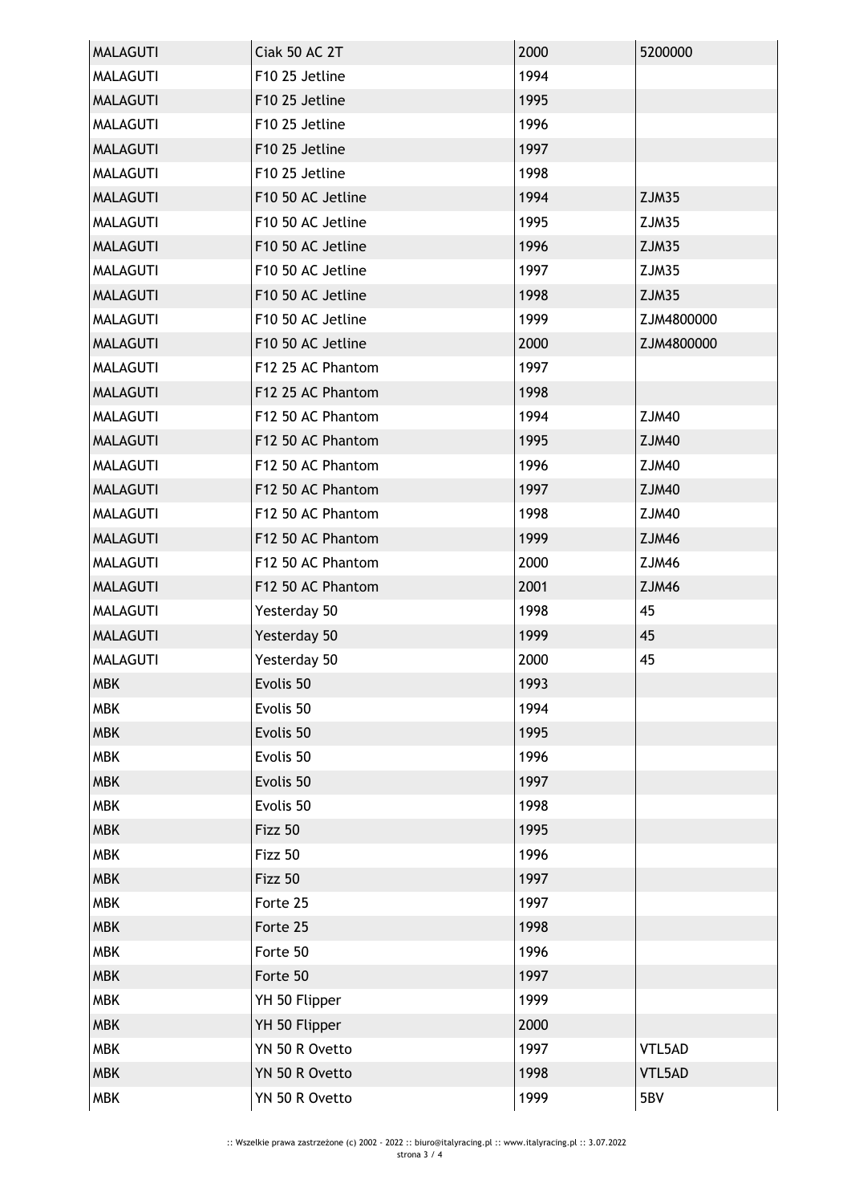| | | | |
|---|---|---|---|
| MALAGUTI | Ciak 50 AC 2T | 2000 | 5200000 |
| MALAGUTI | F10 25 Jetline | 1994 | |
| MALAGUTI | F10 25 Jetline | 1995 | |
| MALAGUTI | F10 25 Jetline | 1996 | |
| MALAGUTI | F10 25 Jetline | 1997 | |
| MALAGUTI | F10 25 Jetline | 1998 | |
| MALAGUTI | F10 50 AC Jetline | 1994 | ZJM35 |
| MALAGUTI | F10 50 AC Jetline | 1995 | ZJM35 |
| MALAGUTI | F10 50 AC Jetline | 1996 | ZJM35 |
| MALAGUTI | F10 50 AC Jetline | 1997 | ZJM35 |
| MALAGUTI | F10 50 AC Jetline | 1998 | ZJM35 |
| MALAGUTI | F10 50 AC Jetline | 1999 | ZJM4800000 |
| MALAGUTI | F10 50 AC Jetline | 2000 | ZJM4800000 |
| MALAGUTI | F12 25 AC Phantom | 1997 | |
| MALAGUTI | F12 25 AC Phantom | 1998 | |
| MALAGUTI | F12 50 AC Phantom | 1994 | ZJM40 |
| MALAGUTI | F12 50 AC Phantom | 1995 | ZJM40 |
| MALAGUTI | F12 50 AC Phantom | 1996 | ZJM40 |
| MALAGUTI | F12 50 AC Phantom | 1997 | ZJM40 |
| MALAGUTI | F12 50 AC Phantom | 1998 | ZJM40 |
| MALAGUTI | F12 50 AC Phantom | 1999 | ZJM46 |
| MALAGUTI | F12 50 AC Phantom | 2000 | ZJM46 |
| MALAGUTI | F12 50 AC Phantom | 2001 | ZJM46 |
| MALAGUTI | Yesterday 50 | 1998 | 45 |
| MALAGUTI | Yesterday 50 | 1999 | 45 |
| MALAGUTI | Yesterday 50 | 2000 | 45 |
| MBK | Evolis 50 | 1993 | |
| MBK | Evolis 50 | 1994 | |
| MBK | Evolis 50 | 1995 | |
| MBK | Evolis 50 | 1996 | |
| MBK | Evolis 50 | 1997 | |
| MBK | Evolis 50 | 1998 | |
| MBK | Fizz 50 | 1995 | |
| MBK | Fizz 50 | 1996 | |
| MBK | Fizz 50 | 1997 | |
| MBK | Forte 25 | 1997 | |
| MBK | Forte 25 | 1998 | |
| MBK | Forte 50 | 1996 | |
| MBK | Forte 50 | 1997 | |
| MBK | YH 50 Flipper | 1999 | |
| MBK | YH 50 Flipper | 2000 | |
| MBK | YN 50 R Ovetto | 1997 | VTL5AD |
| MBK | YN 50 R Ovetto | 1998 | VTL5AD |
| MBK | YN 50 R Ovetto | 1999 | 5BV |

:: Wszelkie prawa zastrzeżone (c) 2002 - 2022 :: biuro@italyracing.pl :: www.italyracing.pl :: 3.07.2022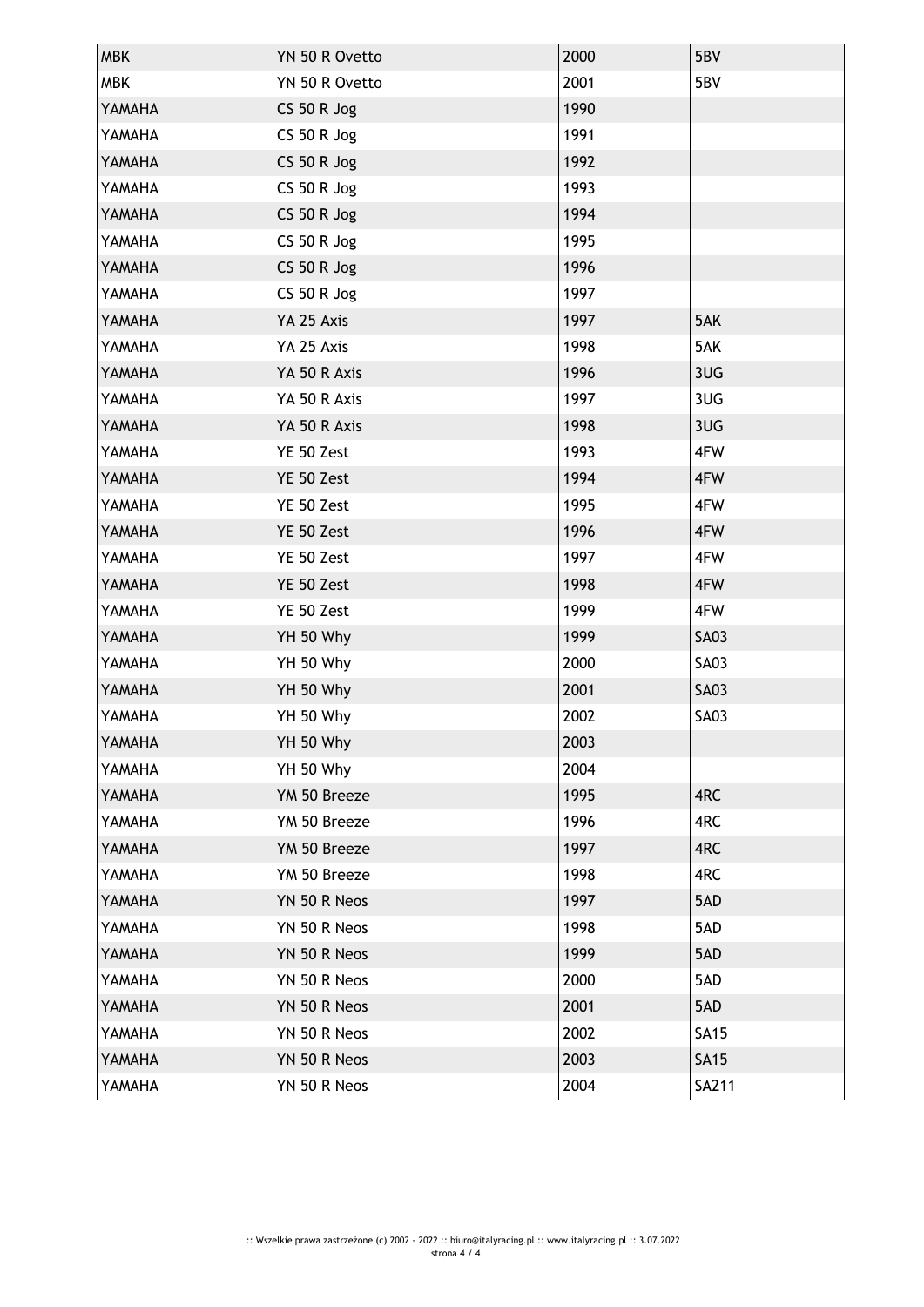| | | | |
|---|---|---|---|
| MBK | YN 50 R Ovetto | 2000 | 5BV |
| MBK | YN 50 R Ovetto | 2001 | 5BV |
| YAMAHA | CS 50 R Jog | 1990 | |
| YAMAHA | CS 50 R Jog | 1991 | |
| YAMAHA | CS 50 R Jog | 1992 | |
| YAMAHA | CS 50 R Jog | 1993 | |
| YAMAHA | CS 50 R Jog | 1994 | |
| YAMAHA | CS 50 R Jog | 1995 | |
| YAMAHA | CS 50 R Jog | 1996 | |
| YAMAHA | CS 50 R Jog | 1997 | |
| YAMAHA | YA 25 Axis | 1997 | 5AK |
| YAMAHA | YA 25 Axis | 1998 | 5AK |
| YAMAHA | YA 50 R Axis | 1996 | 3UG |
| YAMAHA | YA 50 R Axis | 1997 | 3UG |
| YAMAHA | YA 50 R Axis | 1998 | 3UG |
| YAMAHA | YE 50 Zest | 1993 | 4FW |
| YAMAHA | YE 50 Zest | 1994 | 4FW |
| YAMAHA | YE 50 Zest | 1995 | 4FW |
| YAMAHA | YE 50 Zest | 1996 | 4FW |
| YAMAHA | YE 50 Zest | 1997 | 4FW |
| YAMAHA | YE 50 Zest | 1998 | 4FW |
| YAMAHA | YE 50 Zest | 1999 | 4FW |
| YAMAHA | YH 50 Why | 1999 | SA03 |
| YAMAHA | YH 50 Why | 2000 | SA03 |
| YAMAHA | YH 50 Why | 2001 | SA03 |
| YAMAHA | YH 50 Why | 2002 | SA03 |
| YAMAHA | YH 50 Why | 2003 | |
| YAMAHA | YH 50 Why | 2004 | |
| YAMAHA | YM 50 Breeze | 1995 | 4RC |
| YAMAHA | YM 50 Breeze | 1996 | 4RC |
| YAMAHA | YM 50 Breeze | 1997 | 4RC |
| YAMAHA | YM 50 Breeze | 1998 | 4RC |
| YAMAHA | YN 50 R Neos | 1997 | 5AD |
| YAMAHA | YN 50 R Neos | 1998 | 5AD |
| YAMAHA | YN 50 R Neos | 1999 | 5AD |
| YAMAHA | YN 50 R Neos | 2000 | 5AD |
| YAMAHA | YN 50 R Neos | 2001 | 5AD |
| YAMAHA | YN 50 R Neos | 2002 | SA15 |
| YAMAHA | YN 50 R Neos | 2003 | SA15 |
| YAMAHA | YN 50 R Neos | 2004 | SA211 |

:: Wszelkie prawa zastrzeżone (c) 2002 - 2022 :: biuro@italyracing.pl :: www.italyracing.pl :: 3.07.2022